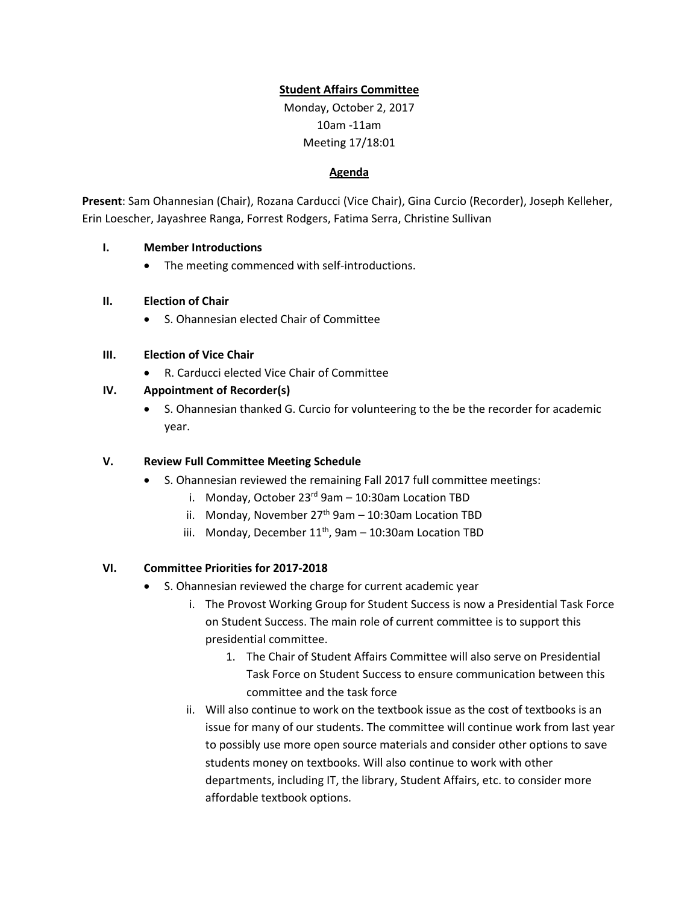**Student Affairs Committee**

Monday, October 2, 2017

10am -11am

Meeting 17/18:01

**Agenda**

**Present**: Sam Ohannesian (Chair), Rozana Carducci (Vice Chair), Gina Curcio (Recorder), Joseph Kelleher, Erin Loescher, Jayashree Ranga, Forrest Rodgers, Fatima Serra, Christine Sullivan

**I. Member Introductions**

- The meeting commenced with self-introductions.

**II. Election of Chair**

- S. Ohannesian elected Chair of Committee

**III. Election of Vice Chair**

- R. Carducci elected Vice Chair of Committee

**IV. Appointment of Recorder(s)**

- S. Ohannesian thanked G. Curcio for volunteering to the be the recorder for academic year.

**V. Review Full Committee Meeting Schedule**

- S. Ohannesian reviewed the remaining Fall 2017 full committee meetings:
  - i. Monday, October 23rd 9am – 10:30am Location TBD
  - ii. Monday, November 27th 9am – 10:30am Location TBD
  - iii. Monday, December 11th, 9am – 10:30am Location TBD

**VI. Committee Priorities for 2017-2018**

- S. Ohannesian reviewed the charge for current academic year
  - i. The Provost Working Group for Student Success is now a Presidential Task Force on Student Success. The main role of current committee is to support this presidential committee.
    1. The Chair of Student Affairs Committee will also serve on Presidential Task Force on Student Success to ensure communication between this committee and the task force
  - ii. Will also continue to work on the textbook issue as the cost of textbooks is an issue for many of our students. The committee will continue work from last year to possibly use more open source materials and consider other options to save students money on textbooks. Will also continue to work with other departments, including IT, the library, Student Affairs, etc. to consider more affordable textbook options.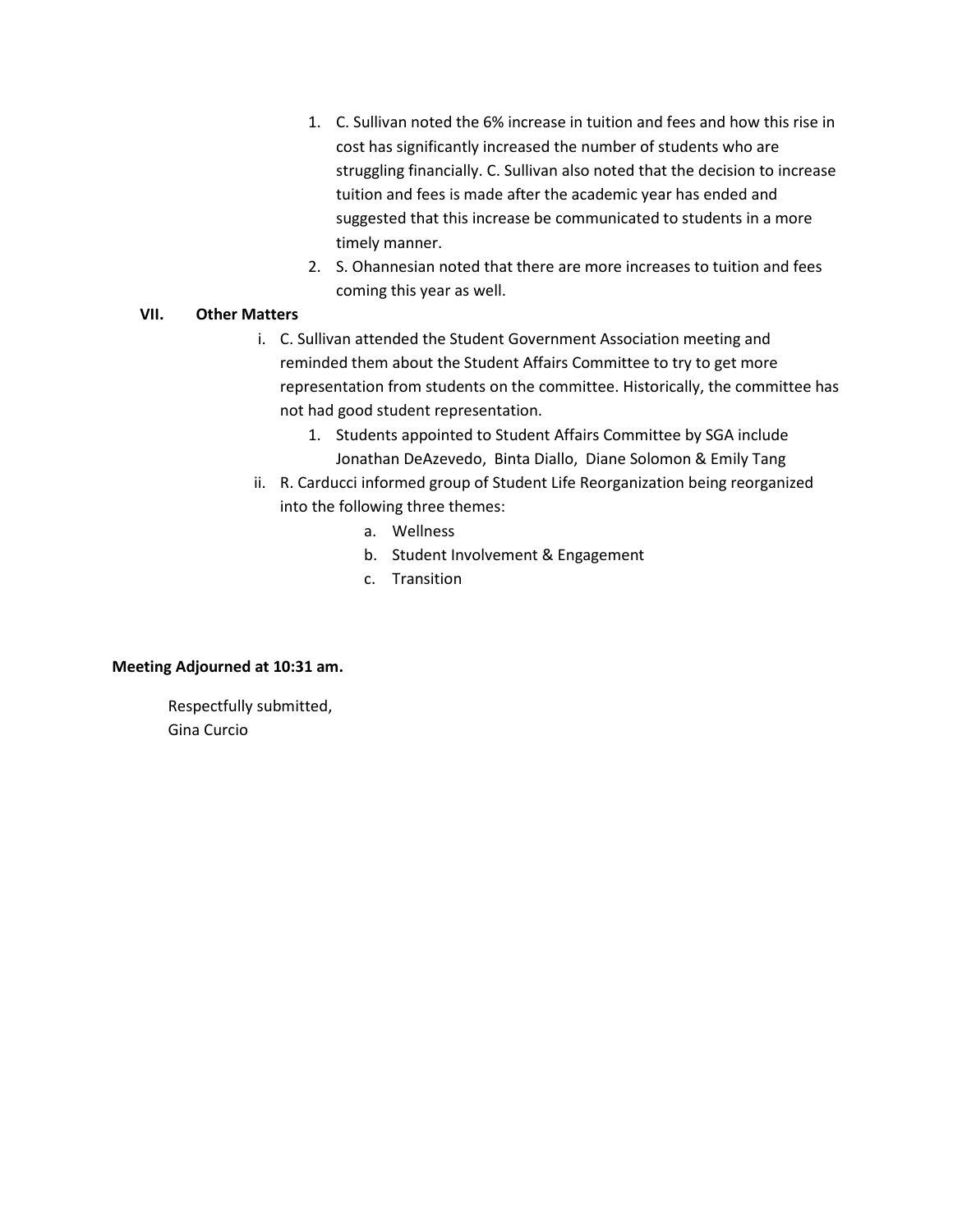1. C. Sullivan noted the 6% increase in tuition and fees and how this rise in cost has significantly increased the number of students who are struggling financially. C. Sullivan also noted that the decision to increase tuition and fees is made after the academic year has ended and suggested that this increase be communicated to students in a more timely manner.
2. S. Ohannesian noted that there are more increases to tuition and fees coming this year as well.

**VII. Other Matters**

- i. C. Sullivan attended the Student Government Association meeting and reminded them about the Student Affairs Committee to try to get more representation from students on the committee. Historically, the committee has not had good student representation.
    1. Students appointed to Student Affairs Committee by SGA include Jonathan DeAzevedo, Binta Diallo, Diane Solomon & Emily Tang
- ii. R. Carducci informed group of Student Life Reorganization being reorganized into the following three themes:
    - a. Wellness
    - b. Student Involvement & Engagement
    - c. Transition

**Meeting Adjourned at 10:31 am.**

Respectfully submitted,
Gina Curcio